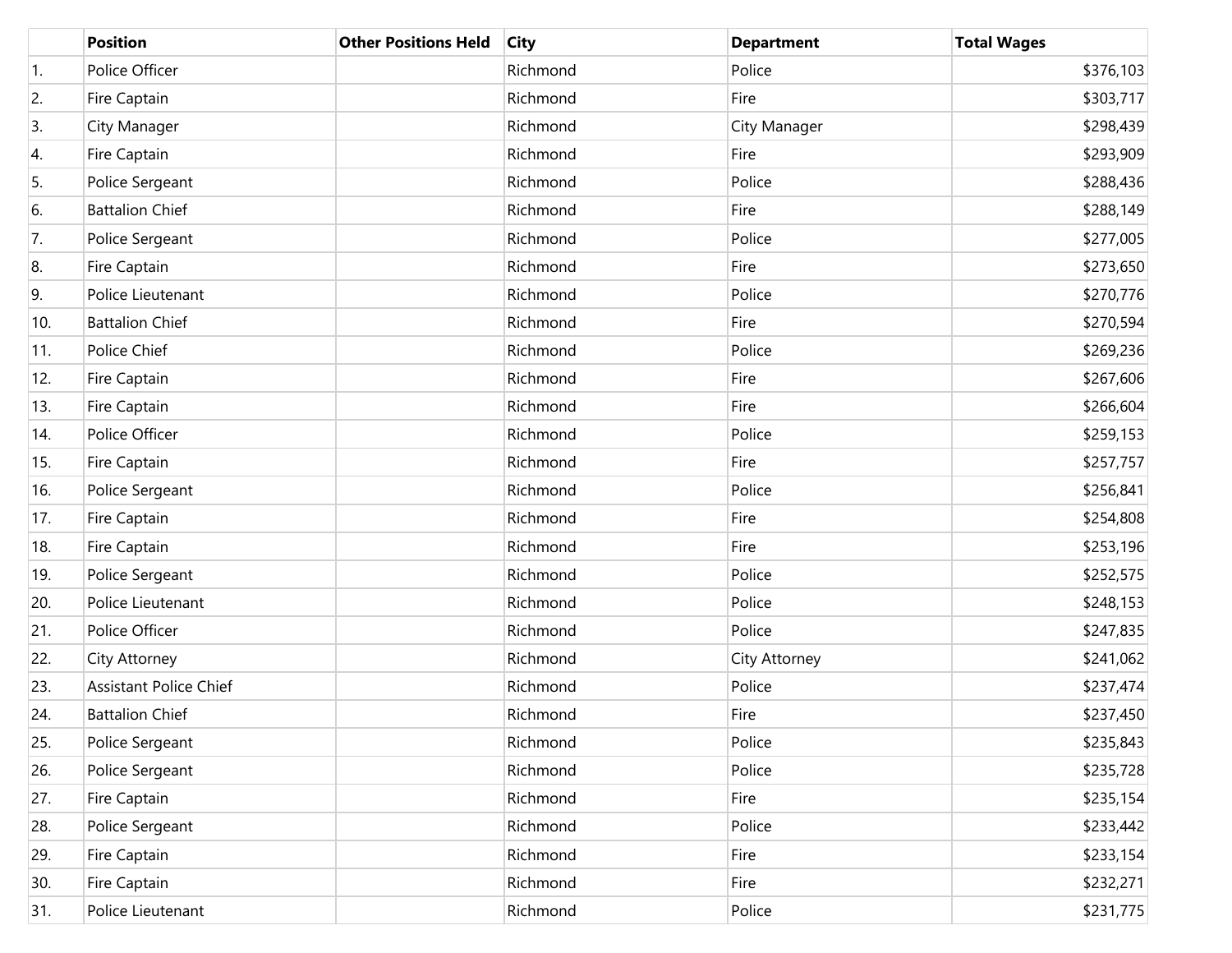| | Position | Other Positions Held | City | Department | Total Wages |
|---|---|---|---|---|---|
| 1. | Police Officer | | Richmond | Police | $376,103 |
| 2. | Fire Captain | | Richmond | Fire | $303,717 |
| 3. | City Manager | | Richmond | City Manager | $298,439 |
| 4. | Fire Captain | | Richmond | Fire | $293,909 |
| 5. | Police Sergeant | | Richmond | Police | $288,436 |
| 6. | Battalion Chief | | Richmond | Fire | $288,149 |
| 7. | Police Sergeant | | Richmond | Police | $277,005 |
| 8. | Fire Captain | | Richmond | Fire | $273,650 |
| 9. | Police Lieutenant | | Richmond | Police | $270,776 |
| 10. | Battalion Chief | | Richmond | Fire | $270,594 |
| 11. | Police Chief | | Richmond | Police | $269,236 |
| 12. | Fire Captain | | Richmond | Fire | $267,606 |
| 13. | Fire Captain | | Richmond | Fire | $266,604 |
| 14. | Police Officer | | Richmond | Police | $259,153 |
| 15. | Fire Captain | | Richmond | Fire | $257,757 |
| 16. | Police Sergeant | | Richmond | Police | $256,841 |
| 17. | Fire Captain | | Richmond | Fire | $254,808 |
| 18. | Fire Captain | | Richmond | Fire | $253,196 |
| 19. | Police Sergeant | | Richmond | Police | $252,575 |
| 20. | Police Lieutenant | | Richmond | Police | $248,153 |
| 21. | Police Officer | | Richmond | Police | $247,835 |
| 22. | City Attorney | | Richmond | City Attorney | $241,062 |
| 23. | Assistant Police Chief | | Richmond | Police | $237,474 |
| 24. | Battalion Chief | | Richmond | Fire | $237,450 |
| 25. | Police Sergeant | | Richmond | Police | $235,843 |
| 26. | Police Sergeant | | Richmond | Police | $235,728 |
| 27. | Fire Captain | | Richmond | Fire | $235,154 |
| 28. | Police Sergeant | | Richmond | Police | $233,442 |
| 29. | Fire Captain | | Richmond | Fire | $233,154 |
| 30. | Fire Captain | | Richmond | Fire | $232,271 |
| 31. | Police Lieutenant | | Richmond | Police | $231,775 |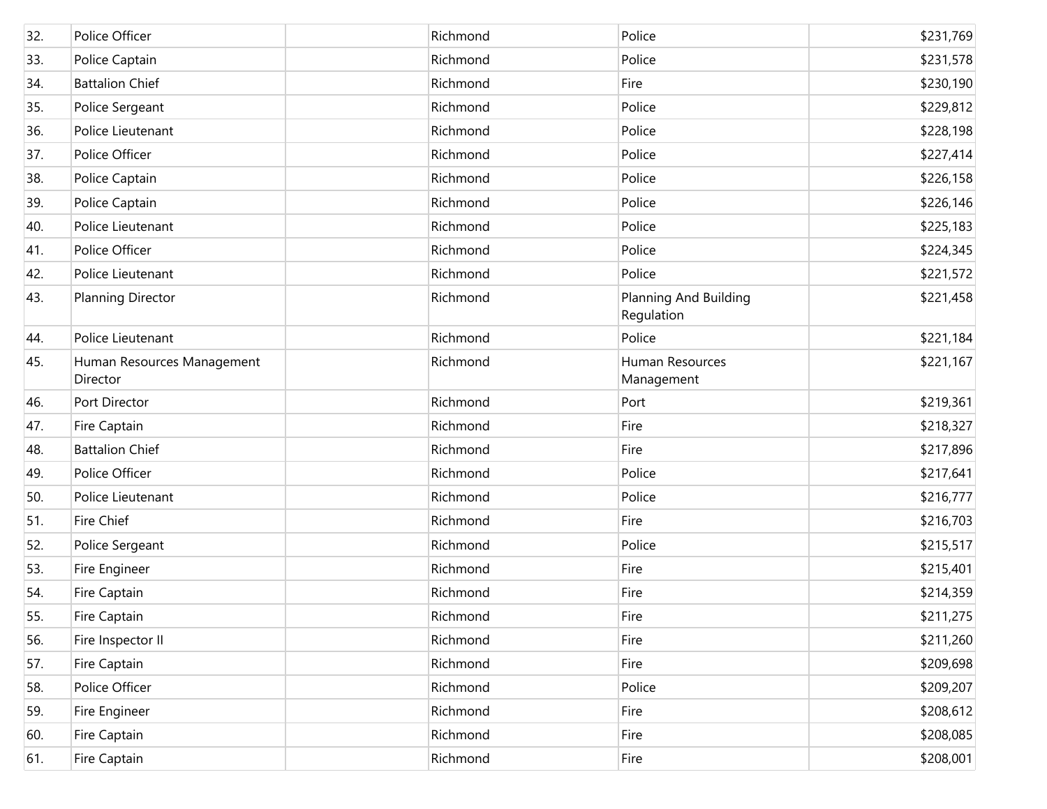| 32. | Police Officer | | Richmond | Police | $231,769 |
|---|---|---|---|---|---|
| 33. | Police Captain | | Richmond | Police | $231,578 |
| 34. | Battalion Chief | | Richmond | Fire | $230,190 |
| 35. | Police Sergeant | | Richmond | Police | $229,812 |
| 36. | Police Lieutenant | | Richmond | Police | $228,198 |
| 37. | Police Officer | | Richmond | Police | $227,414 |
| 38. | Police Captain | | Richmond | Police | $226,158 |
| 39. | Police Captain | | Richmond | Police | $226,146 |
| 40. | Police Lieutenant | | Richmond | Police | $225,183 |
| 41. | Police Officer | | Richmond | Police | $224,345 |
| 42. | Police Lieutenant | | Richmond | Police | $221,572 |
| 43. | Planning Director | | Richmond | Planning And Building Regulation | $221,458 |
| 44. | Police Lieutenant | | Richmond | Police | $221,184 |
| 45. | Human Resources Management Director | | Richmond | Human Resources Management | $221,167 |
| 46. | Port Director | | Richmond | Port | $219,361 |
| 47. | Fire Captain | | Richmond | Fire | $218,327 |
| 48. | Battalion Chief | | Richmond | Fire | $217,896 |
| 49. | Police Officer | | Richmond | Police | $217,641 |
| 50. | Police Lieutenant | | Richmond | Police | $216,777 |
| 51. | Fire Chief | | Richmond | Fire | $216,703 |
| 52. | Police Sergeant | | Richmond | Police | $215,517 |
| 53. | Fire Engineer | | Richmond | Fire | $215,401 |
| 54. | Fire Captain | | Richmond | Fire | $214,359 |
| 55. | Fire Captain | | Richmond | Fire | $211,275 |
| 56. | Fire Inspector II | | Richmond | Fire | $211,260 |
| 57. | Fire Captain | | Richmond | Fire | $209,698 |
| 58. | Police Officer | | Richmond | Police | $209,207 |
| 59. | Fire Engineer | | Richmond | Fire | $208,612 |
| 60. | Fire Captain | | Richmond | Fire | $208,085 |
| 61. | Fire Captain | | Richmond | Fire | $208,001 |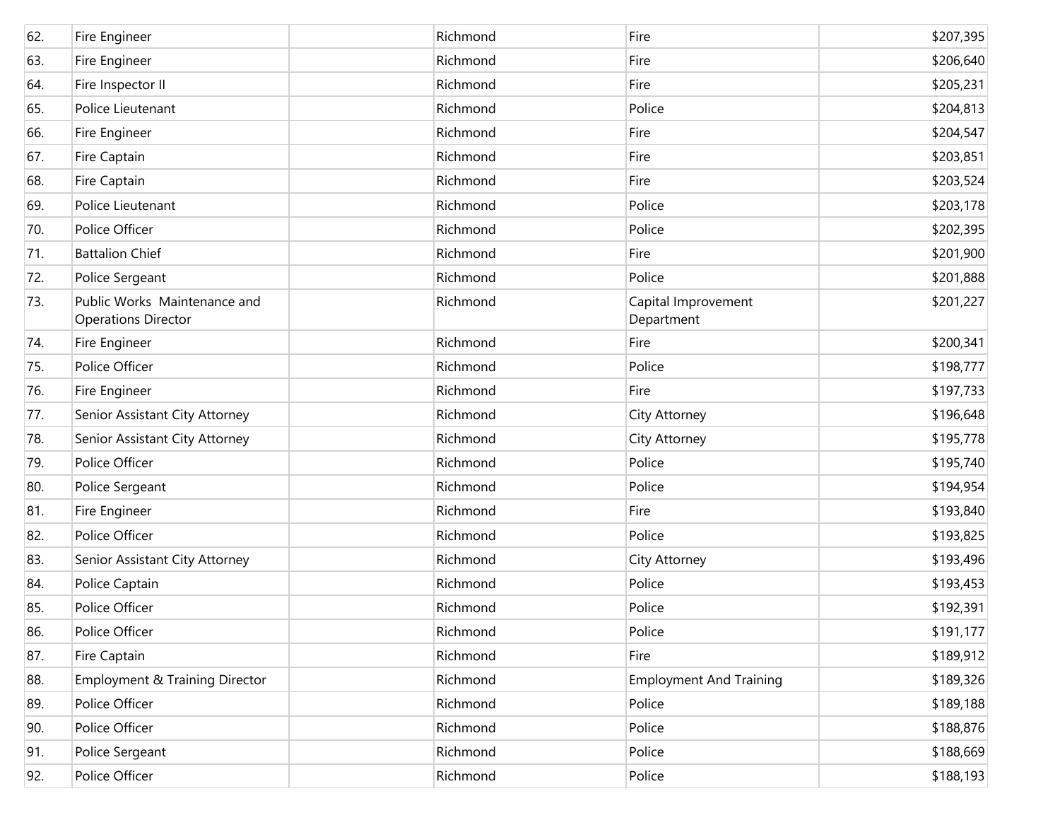| | | | | | |
|---|---|---|---|---|---|
| 62. | Fire Engineer | | Richmond | Fire | $207,395 |
| 63. | Fire Engineer | | Richmond | Fire | $206,640 |
| 64. | Fire Inspector II | | Richmond | Fire | $205,231 |
| 65. | Police Lieutenant | | Richmond | Police | $204,813 |
| 66. | Fire Engineer | | Richmond | Fire | $204,547 |
| 67. | Fire Captain | | Richmond | Fire | $203,851 |
| 68. | Fire Captain | | Richmond | Fire | $203,524 |
| 69. | Police Lieutenant | | Richmond | Police | $203,178 |
| 70. | Police Officer | | Richmond | Police | $202,395 |
| 71. | Battalion Chief | | Richmond | Fire | $201,900 |
| 72. | Police Sergeant | | Richmond | Police | $201,888 |
| 73. | Public Works Maintenance and Operations Director | | Richmond | Capital Improvement Department | $201,227 |
| 74. | Fire Engineer | | Richmond | Fire | $200,341 |
| 75. | Police Officer | | Richmond | Police | $198,777 |
| 76. | Fire Engineer | | Richmond | Fire | $197,733 |
| 77. | Senior Assistant City Attorney | | Richmond | City Attorney | $196,648 |
| 78. | Senior Assistant City Attorney | | Richmond | City Attorney | $195,778 |
| 79. | Police Officer | | Richmond | Police | $195,740 |
| 80. | Police Sergeant | | Richmond | Police | $194,954 |
| 81. | Fire Engineer | | Richmond | Fire | $193,840 |
| 82. | Police Officer | | Richmond | Police | $193,825 |
| 83. | Senior Assistant City Attorney | | Richmond | City Attorney | $193,496 |
| 84. | Police Captain | | Richmond | Police | $193,453 |
| 85. | Police Officer | | Richmond | Police | $192,391 |
| 86. | Police Officer | | Richmond | Police | $191,177 |
| 87. | Fire Captain | | Richmond | Fire | $189,912 |
| 88. | Employment & Training Director | | Richmond | Employment And Training | $189,326 |
| 89. | Police Officer | | Richmond | Police | $189,188 |
| 90. | Police Officer | | Richmond | Police | $188,876 |
| 91. | Police Sergeant | | Richmond | Police | $188,669 |
| 92. | Police Officer | | Richmond | Police | $188,193 |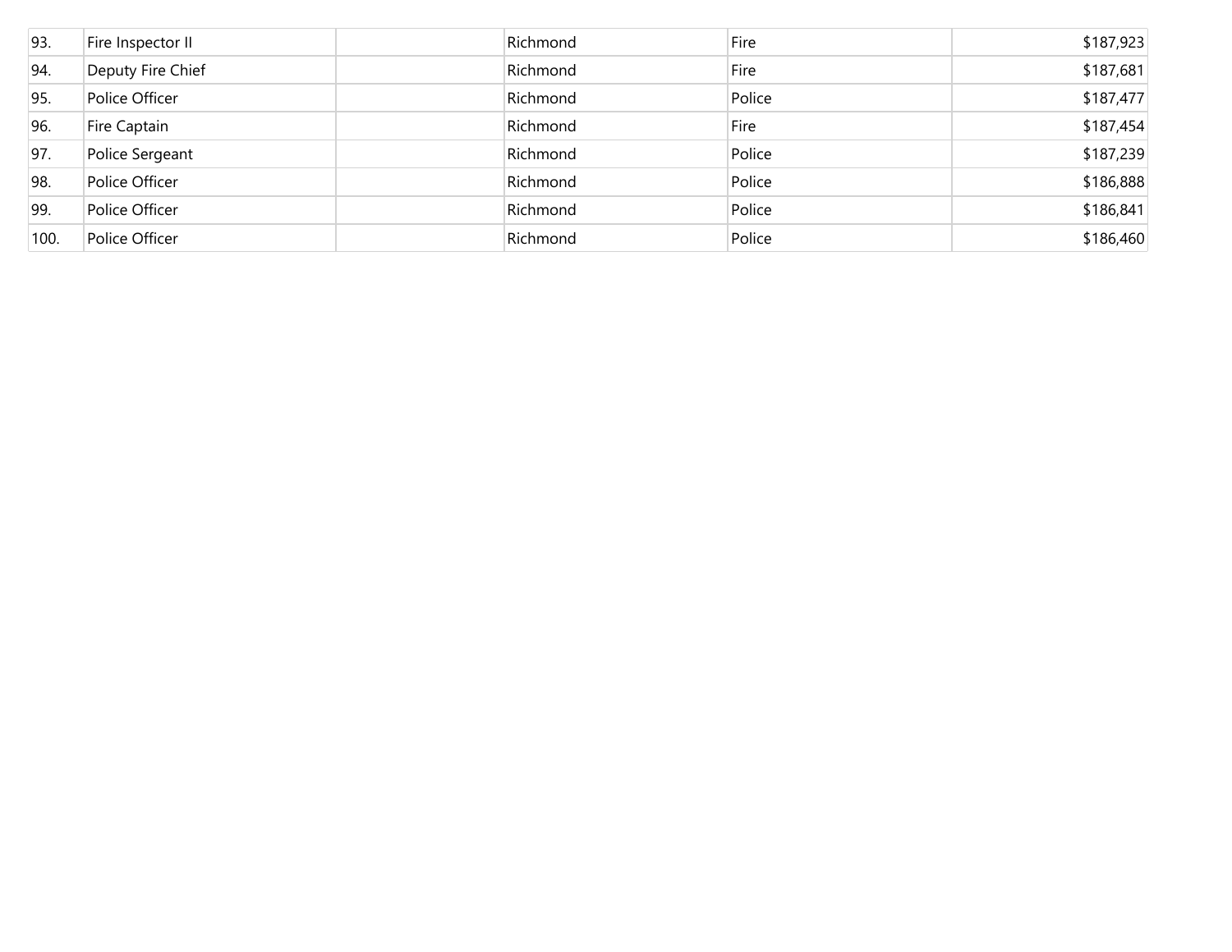| | | | | | |
|---|---|---|---|---|---|
| 93. | Fire Inspector II | | Richmond | Fire | $187,923 |
| 94. | Deputy Fire Chief | | Richmond | Fire | $187,681 |
| 95. | Police Officer | | Richmond | Police | $187,477 |
| 96. | Fire Captain | | Richmond | Fire | $187,454 |
| 97. | Police Sergeant | | Richmond | Police | $187,239 |
| 98. | Police Officer | | Richmond | Police | $186,888 |
| 99. | Police Officer | | Richmond | Police | $186,841 |
| 100. | Police Officer | | Richmond | Police | $186,460 |